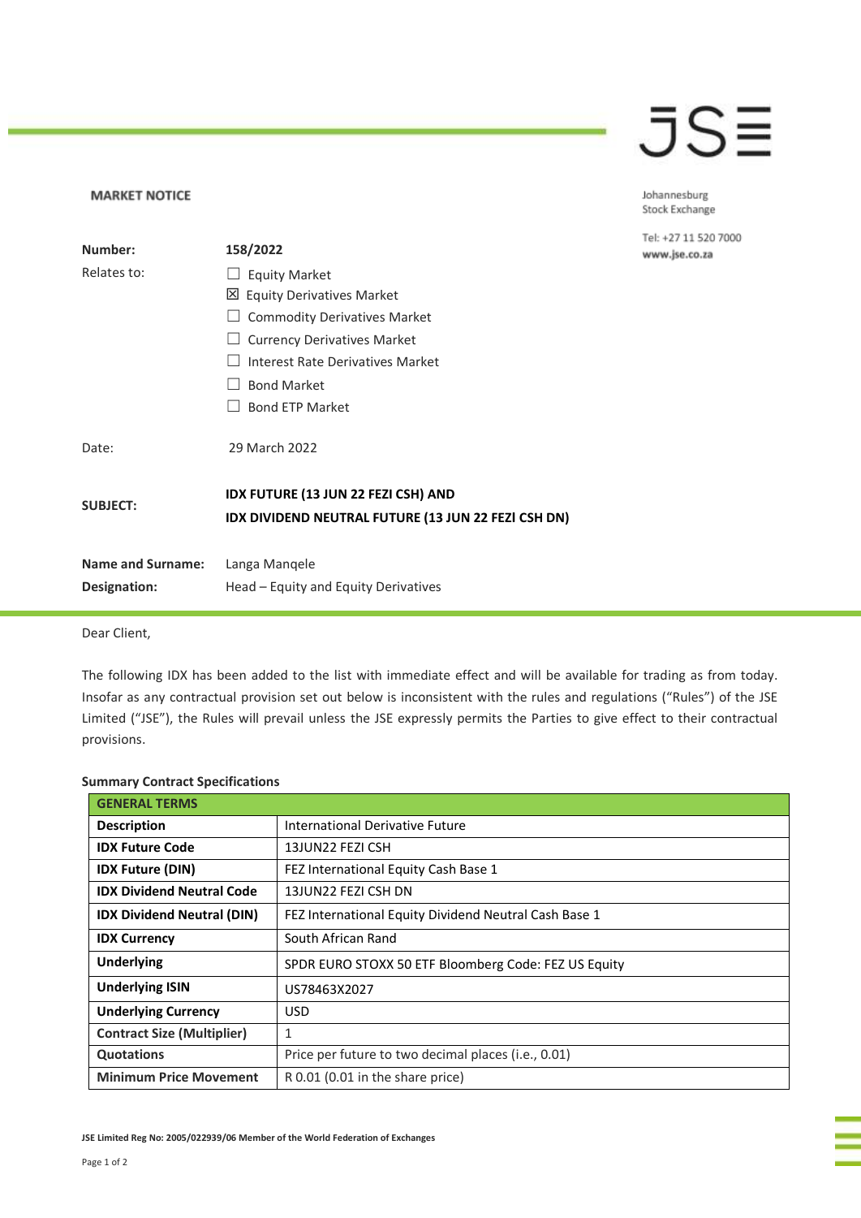**MARKET NOTICE**

Johannesburg Stock Exchange

Tel: +27 11 520 7000
www.jse.co.za

| | |
|---|---|
| **Number:** | **158/2022** |
| Relates to: | ☐ Equity Market<br>☒ Equity Derivatives Market<br>☐ Commodity Derivatives Market<br>☐ Currency Derivatives Market<br>☐ Interest Rate Derivatives Market<br>☐ Bond Market<br>☐ Bond ETP Market |
| Date: | 29 March 2022 |
| **SUBJECT:** | **IDX FUTURE (13 JUN 22 FEZI CSH) AND IDX DIVIDEND NEUTRAL FUTURE (13 JUN 22 FEZI CSH DN)** |
| **Name and Surname:** | Langa Manqele |
| **Designation:** | Head – Equity and Equity Derivatives |

Dear Client,

The following IDX has been added to the list with immediate effect and will be available for trading as from today. Insofar as any contractual provision set out below is inconsistent with the rules and regulations ("Rules") of the JSE Limited ("JSE"), the Rules will prevail unless the JSE expressly permits the Parties to give effect to their contractual provisions.

**Summary Contract Specifications**

| **GENERAL TERMS** | |
|---|---|
| **Description** | International Derivative Future |
| **IDX Future Code** | 13JUN22 FEZI CSH |
| **IDX Future (DIN)** | FEZ International Equity Cash Base 1 |
| **IDX Dividend Neutral Code** | 13JUN22 FEZI CSH DN |
| **IDX Dividend Neutral (DIN)** | FEZ International Equity Dividend Neutral Cash Base 1 |
| **IDX Currency** | South African Rand |
| **Underlying** | SPDR EURO STOXX 50 ETF Bloomberg Code: FEZ US Equity |
| **Underlying ISIN** | US78463X2027 |
| **Underlying Currency** | USD |
| **Contract Size (Multiplier)** | 1 |
| **Quotations** | Price per future to two decimal places (i.e., 0.01) |
| **Minimum Price Movement** | R 0.01 (0.01 in the share price) |

**JSE Limited Reg No: 2005/022939/06 Member of the World Federation of Exchanges**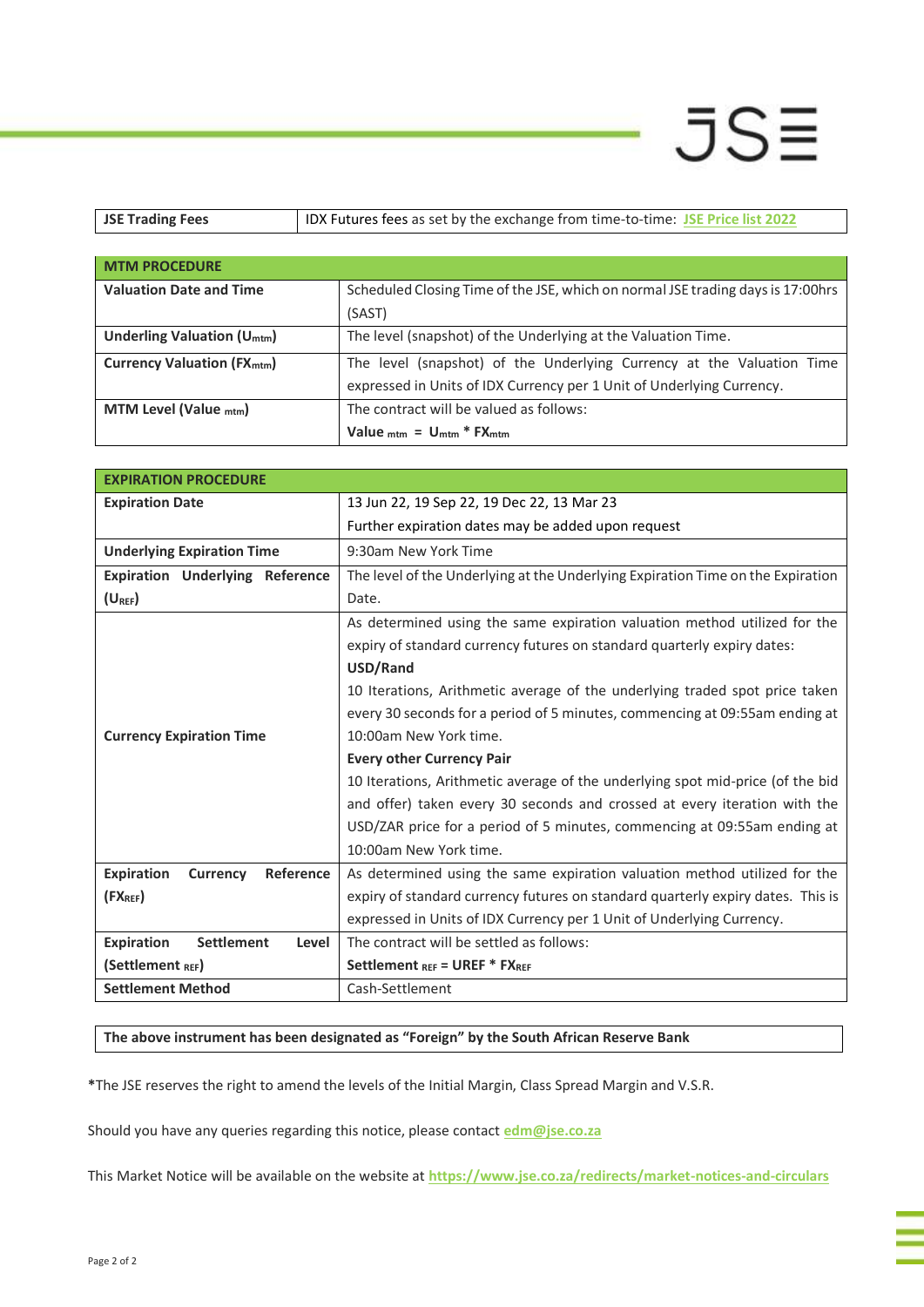| | |
|---|---|
| **JSE Trading Fees** | IDX Futures fees as set by the exchange from time-to-time: JSE Price list 2022 |

| **MTM PROCEDURE** | |
|---|---|
| **Valuation Date and Time** | Scheduled Closing Time of the JSE, which on normal JSE trading days is 17:00hrs (SAST) |
| **Underling Valuation ($U_{mtm}$)** | The level (snapshot) of the Underlying at the Valuation Time. |
| **Currency Valuation ($FX_{mtm}$)** | The level (snapshot) of the Underlying Currency at the Valuation Time expressed in Units of IDX Currency per 1 Unit of Underlying Currency. |
| **MTM Level (Value $_{mtm}$)** | The contract will be valued as follows: **$Value_{mtm} = U_{mtm} * FX_{mtm}$** |

| **EXPIRATION PROCEDURE** | |
|---|---|
| **Expiration Date** | 13 Jun 22, 19 Sep 22, 19 Dec 22, 13 Mar 23<br>Further expiration dates may be added upon request |
| **Underlying Expiration Time** | 9:30am New York Time |
| **Expiration Underlying Reference ($U_{REF}$)** | The level of the Underlying at the Underlying Expiration Time on the Expiration Date. |
| **Currency Expiration Time** | As determined using the same expiration valuation method utilized for the expiry of standard currency futures on standard quarterly expiry dates:<br>**USD/Rand**<br>10 Iterations, Arithmetic average of the underlying traded spot price taken every 30 seconds for a period of 5 minutes, commencing at 09:55am ending at 10:00am New York time.<br>**Every other Currency Pair**<br>10 Iterations, Arithmetic average of the underlying spot mid-price (of the bid and offer) taken every 30 seconds and crossed at every iteration with the USD/ZAR price for a period of 5 minutes, commencing at 09:55am ending at 10:00am New York time. |
| **Expiration Currency Reference ($FX_{REF}$)** | As determined using the same expiration valuation method utilized for the expiry of standard currency futures on standard quarterly expiry dates. This is expressed in Units of IDX Currency per 1 Unit of Underlying Currency. |
| **Expiration Settlement Level (Settlement $_{REF}$)** | The contract will be settled as follows: **$Settlement_{REF} = UREF * FX_{REF}$** |
| **Settlement Method** | Cash-Settlement |

**The above instrument has been designated as "Foreign" by the South African Reserve Bank**

*The JSE reserves the right to amend the levels of the Initial Margin, Class Spread Margin and V.S.R.

Should you have any queries regarding this notice, please contact edm@jse.co.za

This Market Notice will be available on the website at https://www.jse.co.za/redirects/market-notices-and-circulars